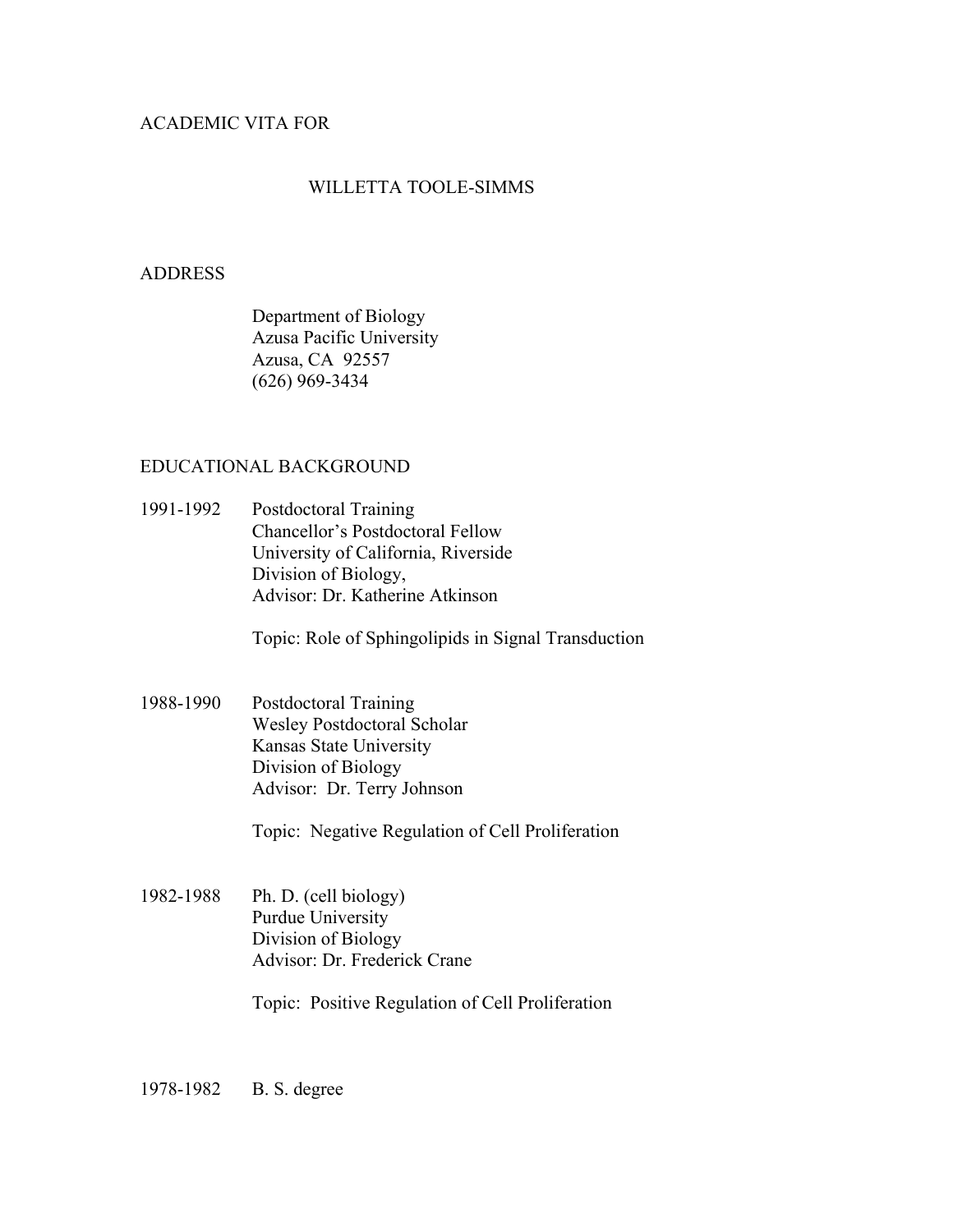# ACADEMIC VITA FOR

## WILLETTA TOOLE-SIMMS

### ADDRESS

Department of Biology
Azusa Pacific University
Azusa, CA 92557
(626) 969-3434

### EDUCATIONAL BACKGROUND

**1991-1992** Postdoctoral Training
Chancellor's Postdoctoral Fellow
University of California, Riverside
Division of Biology,
Advisor: Dr. Katherine Atkinson

Topic: Role of Sphingolipids in Signal Transduction

**1988-1990** Postdoctoral Training
Wesley Postdoctoral Scholar
Kansas State University
Division of Biology
Advisor: Dr. Terry Johnson

Topic: Negative Regulation of Cell Proliferation

**1982-1988** Ph. D. (cell biology)
Purdue University
Division of Biology
Advisor: Dr. Frederick Crane

Topic: Positive Regulation of Cell Proliferation

**1978-1982** B. S. degree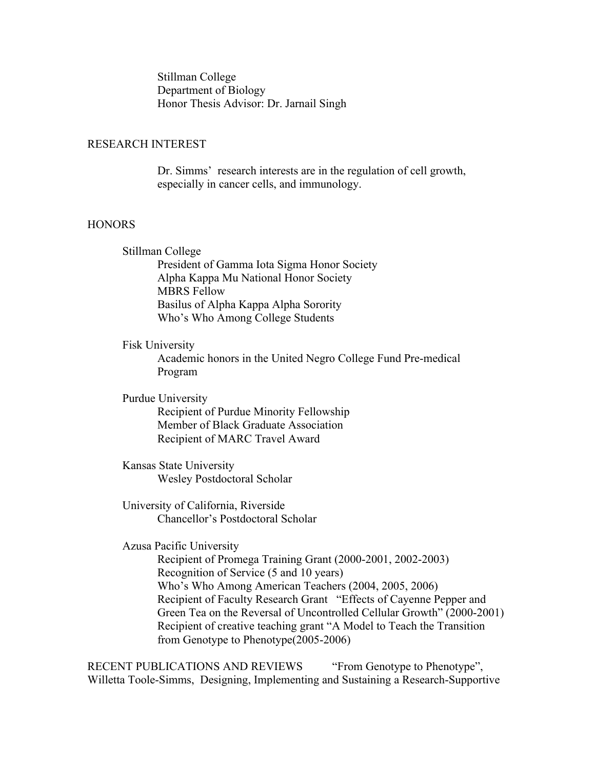Stillman College
Department of Biology
Honor Thesis Advisor: Dr. Jarnail Singh

## RESEARCH INTEREST

Dr. Simms' research interests are in the regulation of cell growth, especially in cancer cells, and immunology.

## HONORS

**Stillman College**

- President of Gamma Iota Sigma Honor Society
- Alpha Kappa Mu National Honor Society
- MBRS Fellow
- Basilus of Alpha Kappa Alpha Sorority
- Who's Who Among College Students

**Fisk University**

- Academic honors in the United Negro College Fund Pre-medical Program

**Purdue University**

- Recipient of Purdue Minority Fellowship
- Member of Black Graduate Association
- Recipient of MARC Travel Award

**Kansas State University**

- Wesley Postdoctoral Scholar

**University of California, Riverside**

- Chancellor's Postdoctoral Scholar

**Azusa Pacific University**

- Recipient of Promega Training Grant (2000-2001, 2002-2003)
- Recognition of Service (5 and 10 years)
- Who's Who Among American Teachers (2004, 2005, 2006)
- Recipient of Faculty Research Grant "Effects of Cayenne Pepper and Green Tea on the Reversal of Uncontrolled Cellular Growth" (2000-2001)
- Recipient of creative teaching grant "A Model to Teach the Transition from Genotype to Phenotype(2005-2006)

## RECENT PUBLICATIONS AND REVIEWS

"From Genotype to Phenotype", Willetta Toole-Simms, Designing, Implementing and Sustaining a Research-Supportive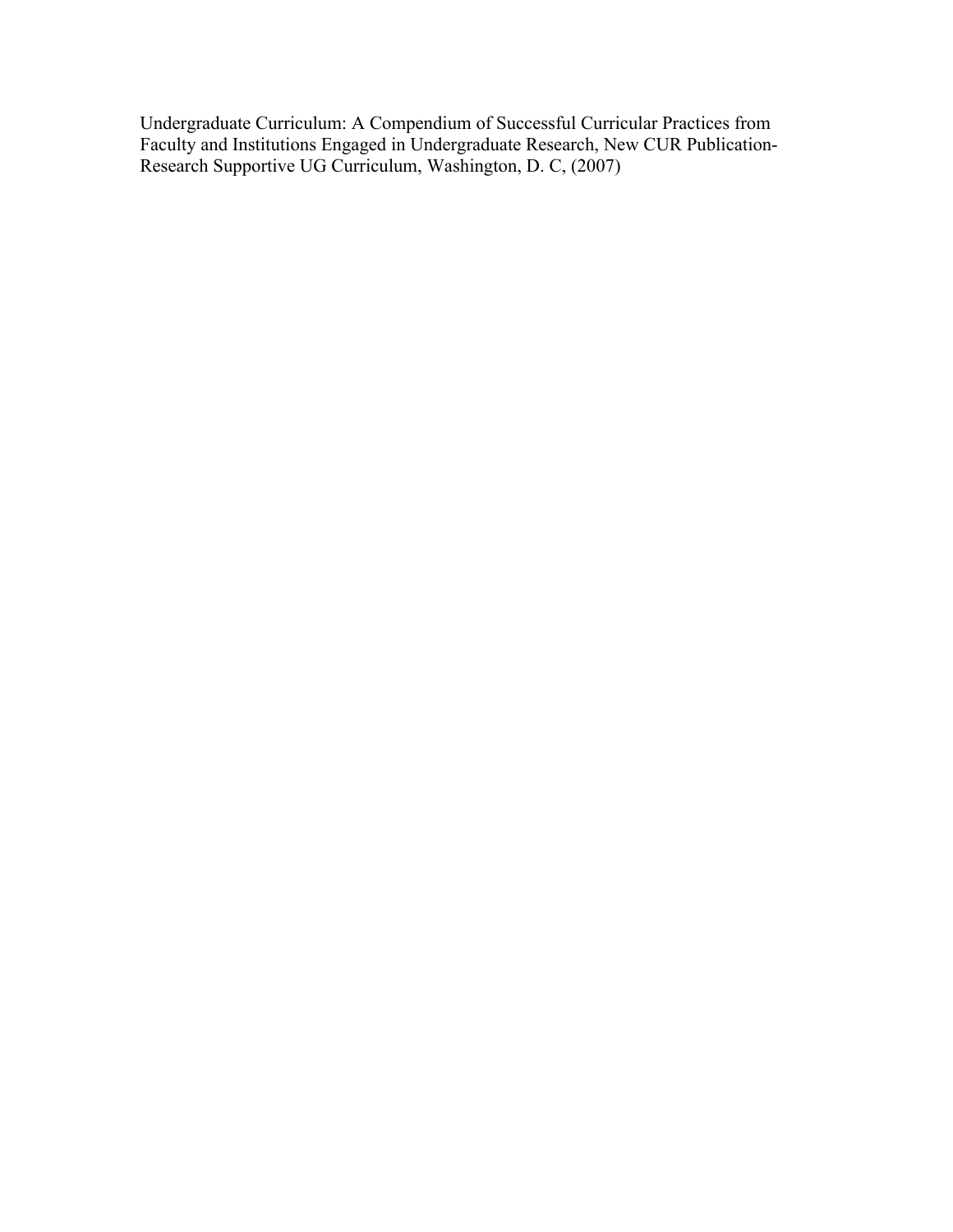Undergraduate Curriculum: A Compendium of Successful Curricular Practices from Faculty and Institutions Engaged in Undergraduate Research, New CUR Publication-Research Supportive UG Curriculum, Washington, D. C, (2007)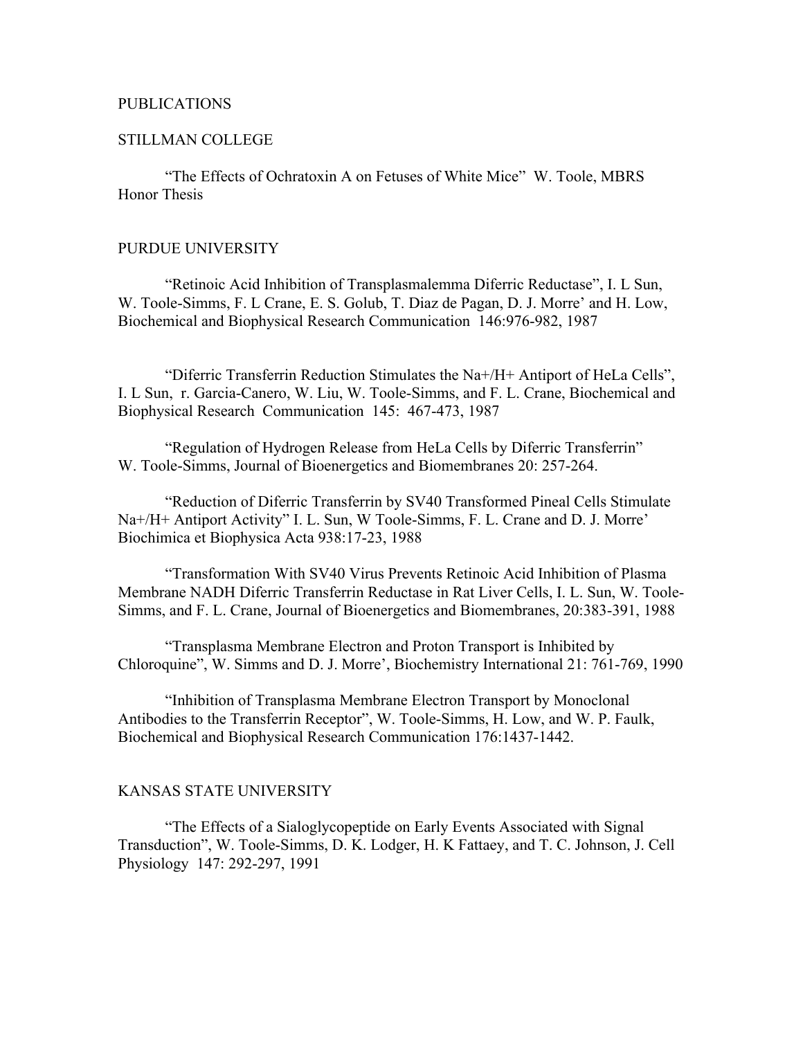PUBLICATIONS

STILLMAN COLLEGE

"The Effects of Ochratoxin A on Fetuses of White Mice" W. Toole, MBRS Honor Thesis

PURDUE UNIVERSITY

"Retinoic Acid Inhibition of Transplasmalemma Diferric Reductase", I. L Sun, W. Toole-Simms, F. L Crane, E. S. Golub, T. Diaz de Pagan, D. J. Morre' and H. Low, Biochemical and Biophysical Research Communication 146:976-982, 1987

"Diferric Transferrin Reduction Stimulates the Na+/H+ Antiport of HeLa Cells", I. L Sun, r. Garcia-Canero, W. Liu, W. Toole-Simms, and F. L. Crane, Biochemical and Biophysical Research Communication 145: 467-473, 1987

"Regulation of Hydrogen Release from HeLa Cells by Diferric Transferrin" W. Toole-Simms, Journal of Bioenergetics and Biomembranes 20: 257-264.

"Reduction of Diferric Transferrin by SV40 Transformed Pineal Cells Stimulate Na+/H+ Antiport Activity" I. L. Sun, W Toole-Simms, F. L. Crane and D. J. Morre' Biochimica et Biophysica Acta 938:17-23, 1988

"Transformation With SV40 Virus Prevents Retinoic Acid Inhibition of Plasma Membrane NADH Diferric Transferrin Reductase in Rat Liver Cells, I. L. Sun, W. Toole-Simms, and F. L. Crane, Journal of Bioenergetics and Biomembranes, 20:383-391, 1988

"Transplasma Membrane Electron and Proton Transport is Inhibited by Chloroquine", W. Simms and D. J. Morre', Biochemistry International 21: 761-769, 1990

"Inhibition of Transplasma Membrane Electron Transport by Monoclonal Antibodies to the Transferrin Receptor", W. Toole-Simms, H. Low, and W. P. Faulk, Biochemical and Biophysical Research Communication 176:1437-1442.

KANSAS STATE UNIVERSITY

"The Effects of a Sialoglycopeptide on Early Events Associated with Signal Transduction", W. Toole-Simms, D. K. Lodger, H. K Fattaey, and T. C. Johnson, J. Cell Physiology 147: 292-297, 1991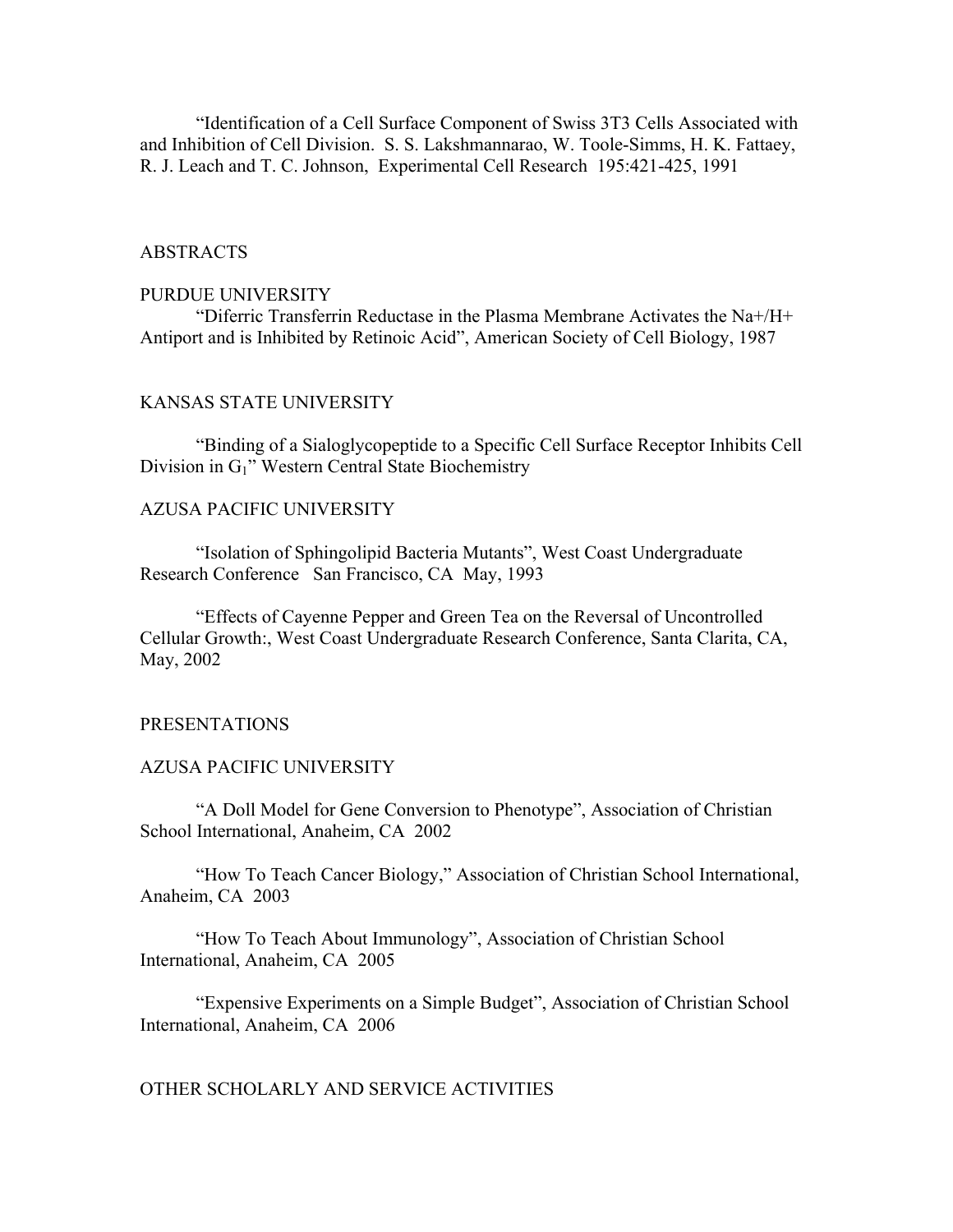"Identification of a Cell Surface Component of Swiss 3T3 Cells Associated with and Inhibition of Cell Division. S. S. Lakshmannarao, W. Toole-Simms, H. K. Fattaey, R. J. Leach and T. C. Johnson, Experimental Cell Research 195:421-425, 1991

## ABSTRACTS

### PURDUE UNIVERSITY

"Diferric Transferrin Reductase in the Plasma Membrane Activates the Na+/H+ Antiport and is Inhibited by Retinoic Acid", American Society of Cell Biology, 1987

### KANSAS STATE UNIVERSITY

"Binding of a Sialoglycopeptide to a Specific Cell Surface Receptor Inhibits Cell Division in $G_1$" Western Central State Biochemistry

### AZUSA PACIFIC UNIVERSITY

"Isolation of Sphingolipid Bacteria Mutants", West Coast Undergraduate Research Conference San Francisco, CA May, 1993

"Effects of Cayenne Pepper and Green Tea on the Reversal of Uncontrolled Cellular Growth:, West Coast Undergraduate Research Conference, Santa Clarita, CA, May, 2002

## PRESENTATIONS

### AZUSA PACIFIC UNIVERSITY

"A Doll Model for Gene Conversion to Phenotype", Association of Christian School International, Anaheim, CA 2002

"How To Teach Cancer Biology," Association of Christian School International, Anaheim, CA 2003

"How To Teach About Immunology", Association of Christian School International, Anaheim, CA 2005

"Expensive Experiments on a Simple Budget", Association of Christian School International, Anaheim, CA 2006

## OTHER SCHOLARLY AND SERVICE ACTIVITIES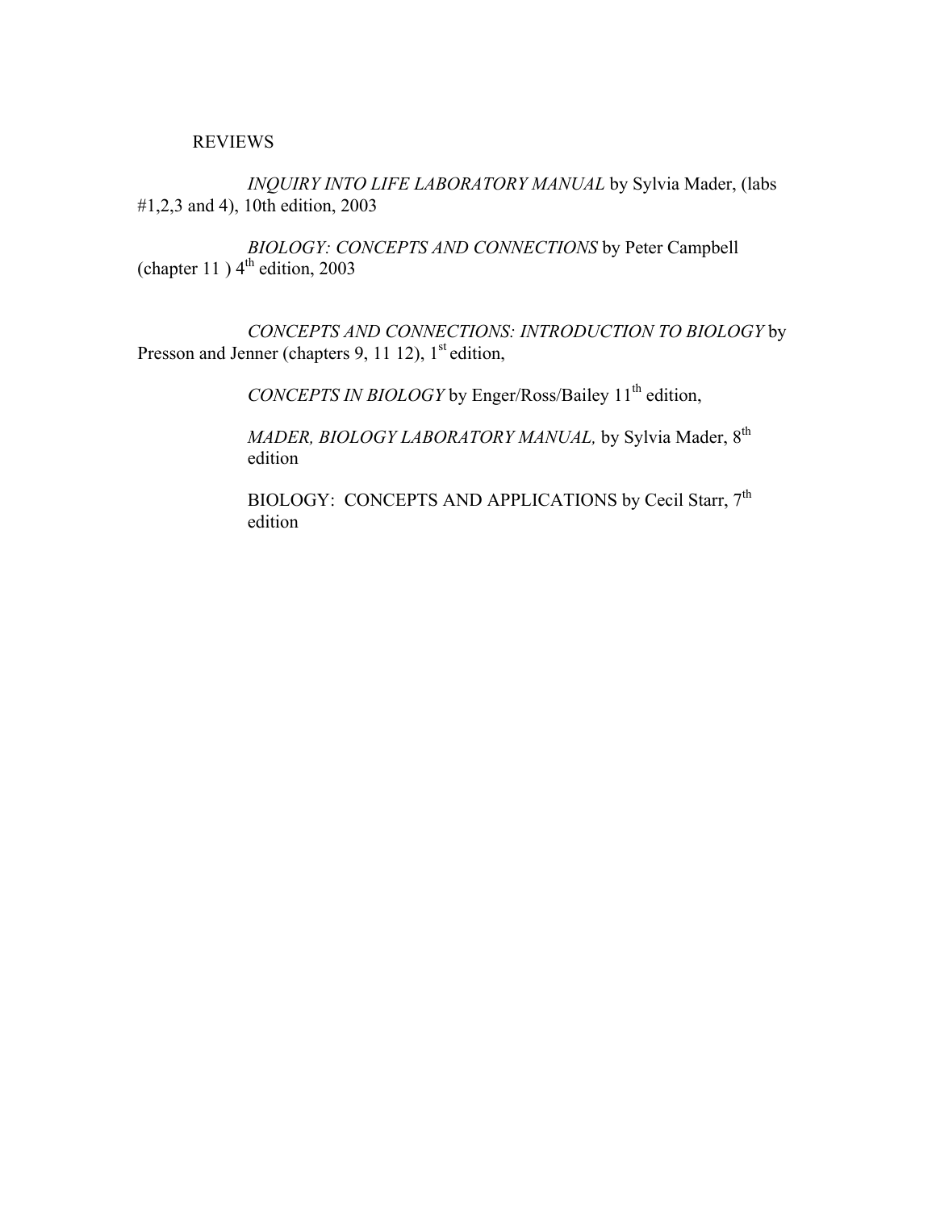REVIEWS

*INQUIRY INTO LIFE LABORATORY MANUAL* by Sylvia Mader, (labs #1,2,3 and 4), 10th edition, 2003

*BIOLOGY: CONCEPTS AND CONNECTIONS* by Peter Campbell (chapter 11 ) 4th edition, 2003

*CONCEPTS AND CONNECTIONS: INTRODUCTION TO BIOLOGY* by Presson and Jenner (chapters 9, 11 12), 1st edition,

*CONCEPTS IN BIOLOGY* by Enger/Ross/Bailey 11th edition,

*MADER, BIOLOGY LABORATORY MANUAL,* by Sylvia Mader, 8th edition

BIOLOGY: CONCEPTS AND APPLICATIONS by Cecil Starr, 7th edition